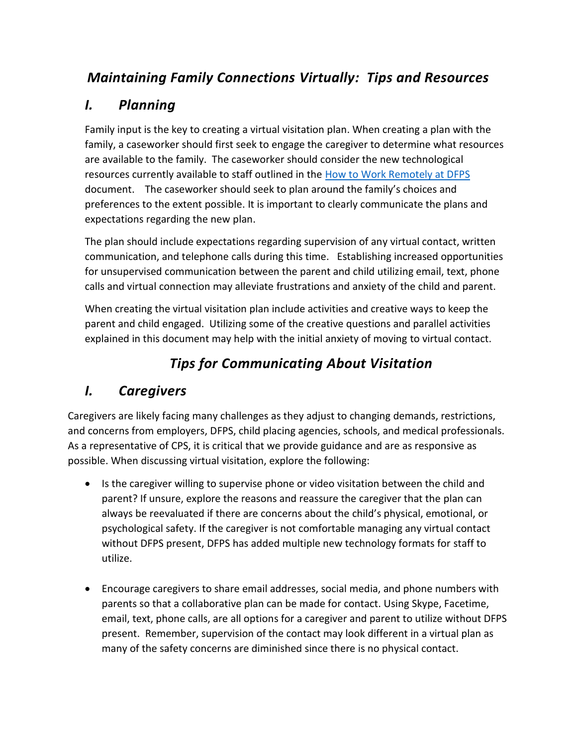# *Maintaining Family Connections Virtually: Tips and Resources*

## *I. Planning*

Family input is the key to creating a virtual visitation plan. When creating a plan with the family, a caseworker should first seek to engage the caregiver to determine what resources are available to the family. The caseworker should consider the new technological resources currently available to staff outlined in the [How to Work Remotely at DFPS]() document. The caseworker should seek to plan around the family's choices and preferences to the extent possible. It is important to clearly communicate the plans and expectations regarding the new plan.

The plan should include expectations regarding supervision of any virtual contact, written communication, and telephone calls during this time. Establishing increased opportunities for unsupervised communication between the parent and child utilizing email, text, phone calls and virtual connection may alleviate frustrations and anxiety of the child and parent.

When creating the virtual visitation plan include activities and creative ways to keep the parent and child engaged. Utilizing some of the creative questions and parallel activities explained in this document may help with the initial anxiety of moving to virtual contact.

# *Tips for Communicating About Visitation*

## *I. Caregivers*

Caregivers are likely facing many challenges as they adjust to changing demands, restrictions, and concerns from employers, DFPS, child placing agencies, schools, and medical professionals. As a representative of CPS, it is critical that we provide guidance and are as responsive as possible. When discussing virtual visitation, explore the following:

- Is the caregiver willing to supervise phone or video visitation between the child and parent? If unsure, explore the reasons and reassure the caregiver that the plan can always be reevaluated if there are concerns about the child's physical, emotional, or psychological safety. If the caregiver is not comfortable managing any virtual contact without DFPS present, DFPS has added multiple new technology formats for staff to utilize.

- Encourage caregivers to share email addresses, social media, and phone numbers with parents so that a collaborative plan can be made for contact. Using Skype, Facetime, email, text, phone calls, are all options for a caregiver and parent to utilize without DFPS present. Remember, supervision of the contact may look different in a virtual plan as many of the safety concerns are diminished since there is no physical contact.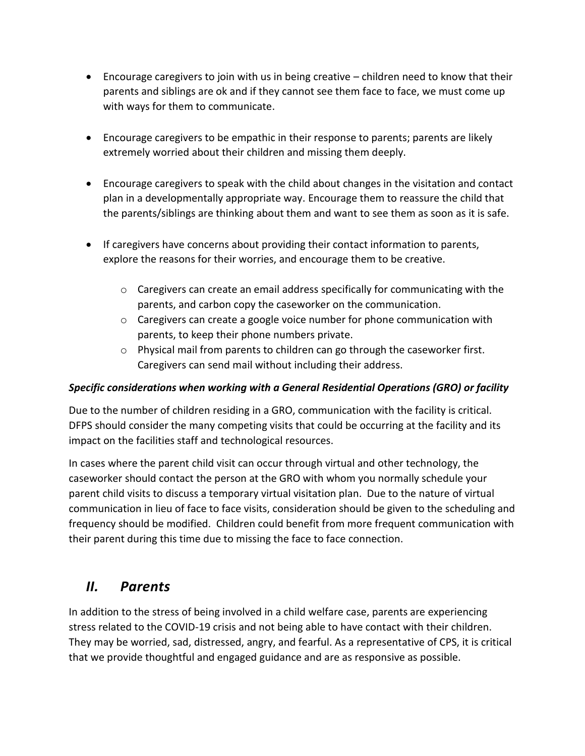- Encourage caregivers to join with us in being creative – children need to know that their parents and siblings are ok and if they cannot see them face to face, we must come up with ways for them to communicate.
- Encourage caregivers to be empathic in their response to parents; parents are likely extremely worried about their children and missing them deeply.
- Encourage caregivers to speak with the child about changes in the visitation and contact plan in a developmentally appropriate way. Encourage them to reassure the child that the parents/siblings are thinking about them and want to see them as soon as it is safe.
- If caregivers have concerns about providing their contact information to parents, explore the reasons for their worries, and encourage them to be creative.
  - Caregivers can create an email address specifically for communicating with the parents, and carbon copy the caseworker on the communication.
  - Caregivers can create a google voice number for phone communication with parents, to keep their phone numbers private.
  - Physical mail from parents to children can go through the caseworker first. Caregivers can send mail without including their address.

***Specific considerations when working with a General Residential Operations (GRO) or facility***

Due to the number of children residing in a GRO, communication with the facility is critical. DFPS should consider the many competing visits that could be occurring at the facility and its impact on the facilities staff and technological resources.

In cases where the parent child visit can occur through virtual and other technology, the caseworker should contact the person at the GRO with whom you normally schedule your parent child visits to discuss a temporary virtual visitation plan. Due to the nature of virtual communication in lieu of face to face visits, consideration should be given to the scheduling and frequency should be modified. Children could benefit from more frequent communication with their parent during this time due to missing the face to face connection.

## *II. Parents*

In addition to the stress of being involved in a child welfare case, parents are experiencing stress related to the COVID-19 crisis and not being able to have contact with their children. They may be worried, sad, distressed, angry, and fearful. As a representative of CPS, it is critical that we provide thoughtful and engaged guidance and are as responsive as possible.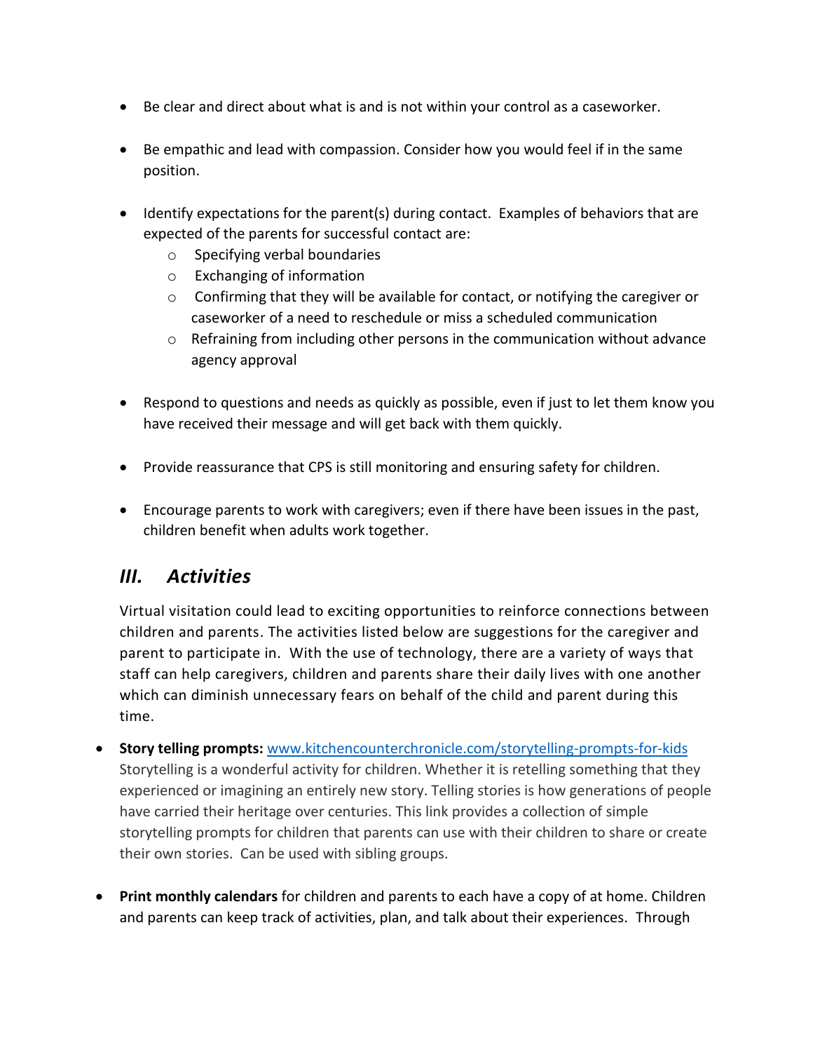- Be clear and direct about what is and is not within your control as a caseworker.

- Be empathic and lead with compassion. Consider how you would feel if in the same position.

- Identify expectations for the parent(s) during contact. Examples of behaviors that are expected of the parents for successful contact are:
  - Specifying verbal boundaries
  - Exchanging of information
  - Confirming that they will be available for contact, or notifying the caregiver or caseworker of a need to reschedule or miss a scheduled communication
  - Refraining from including other persons in the communication without advance agency approval

- Respond to questions and needs as quickly as possible, even if just to let them know you have received their message and will get back with them quickly.

- Provide reassurance that CPS is still monitoring and ensuring safety for children.

- Encourage parents to work with caregivers; even if there have been issues in the past, children benefit when adults work together.

## *III. Activities*

Virtual visitation could lead to exciting opportunities to reinforce connections between children and parents. The activities listed below are suggestions for the caregiver and parent to participate in. With the use of technology, there are a variety of ways that staff can help caregivers, children and parents share their daily lives with one another which can diminish unnecessary fears on behalf of the child and parent during this time.

- **Story telling prompts:** [www.kitchencounterchronicle.com/storytelling-prompts-for-kids](www.kitchencounterchronicle.com/storytelling-prompts-for-kids) Storytelling is a wonderful activity for children. Whether it is retelling something that they experienced or imagining an entirely new story. Telling stories is how generations of people have carried their heritage over centuries. This link provides a collection of simple storytelling prompts for children that parents can use with their children to share or create their own stories. Can be used with sibling groups.

- **Print monthly calendars** for children and parents to each have a copy of at home. Children and parents can keep track of activities, plan, and talk about their experiences. Through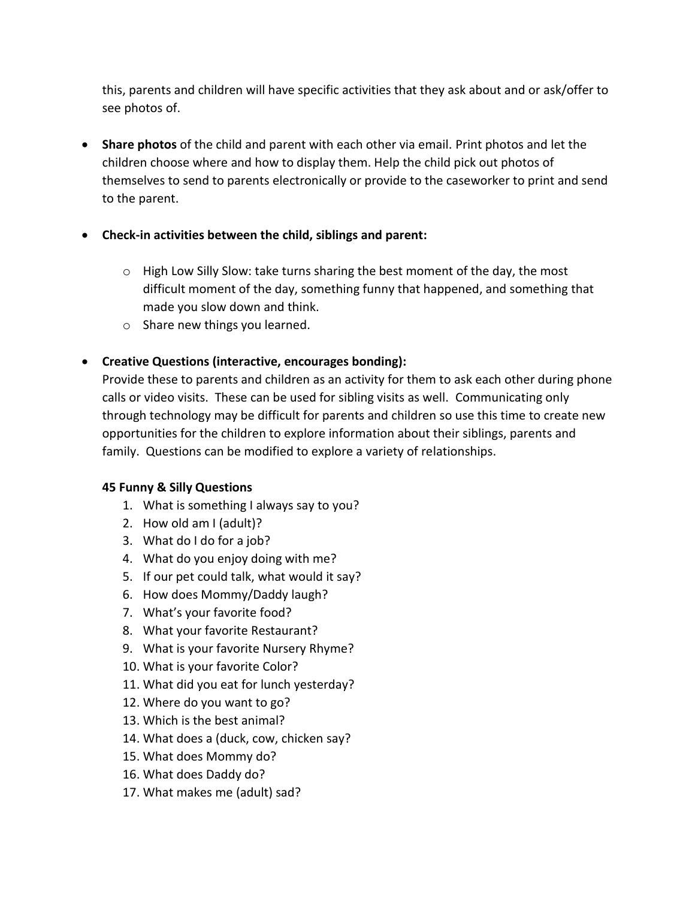this, parents and children will have specific activities that they ask about and or ask/offer to see photos of.

- **Share photos** of the child and parent with each other via email. Print photos and let the children choose where and how to display them. Help the child pick out photos of themselves to send to parents electronically or provide to the caseworker to print and send to the parent.

- **Check-in activities between the child, siblings and parent:**
  - High Low Silly Slow: take turns sharing the best moment of the day, the most difficult moment of the day, something funny that happened, and something that made you slow down and think.
  - Share new things you learned.

- **Creative Questions (interactive, encourages bonding):**
  Provide these to parents and children as an activity for them to ask each other during phone calls or video visits. These can be used for sibling visits as well. Communicating only through technology may be difficult for parents and children so use this time to create new opportunities for the children to explore information about their siblings, parents and family. Questions can be modified to explore a variety of relationships.

  **45 Funny & Silly Questions**
  1. What is something I always say to you?
  2. How old am I (adult)?
  3. What do I do for a job?
  4. What do you enjoy doing with me?
  5. If our pet could talk, what would it say?
  6. How does Mommy/Daddy laugh?
  7. What's your favorite food?
  8. What your favorite Restaurant?
  9. What is your favorite Nursery Rhyme?
  10. What is your favorite Color?
  11. What did you eat for lunch yesterday?
  12. Where do you want to go?
  13. Which is the best animal?
  14. What does a (duck, cow, chicken say?
  15. What does Mommy do?
  16. What does Daddy do?
  17. What makes me (adult) sad?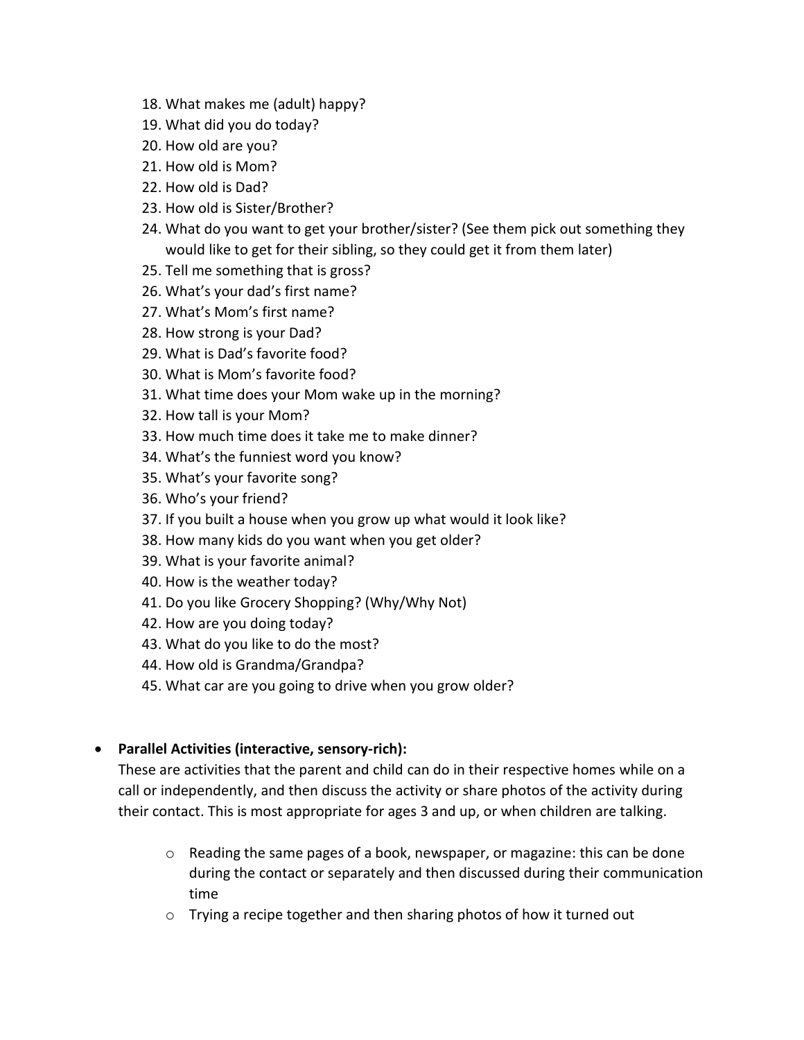18. What makes me (adult) happy?
19. What did you do today?
20. How old are you?
21. How old is Mom?
22. How old is Dad?
23. How old is Sister/Brother?
24. What do you want to get your brother/sister? (See them pick out something they would like to get for their sibling, so they could get it from them later)
25. Tell me something that is gross?
26. What's your dad's first name?
27. What's Mom's first name?
28. How strong is your Dad?
29. What is Dad's favorite food?
30. What is Mom's favorite food?
31. What time does your Mom wake up in the morning?
32. How tall is your Mom?
33. How much time does it take me to make dinner?
34. What's the funniest word you know?
35. What's your favorite song?
36. Who's your friend?
37. If you built a house when you grow up what would it look like?
38. How many kids do you want when you get older?
39. What is your favorite animal?
40. How is the weather today?
41. Do you like Grocery Shopping? (Why/Why Not)
42. How are you doing today?
43. What do you like to do the most?
44. How old is Grandma/Grandpa?
45. What car are you going to drive when you grow older?

- **Parallel Activities (interactive, sensory-rich):**
  These are activities that the parent and child can do in their respective homes while on a call or independently, and then discuss the activity or share photos of the activity during their contact. This is most appropriate for ages 3 and up, or when children are talking.

    - Reading the same pages of a book, newspaper, or magazine: this can be done during the contact or separately and then discussed during their communication time
    - Trying a recipe together and then sharing photos of how it turned out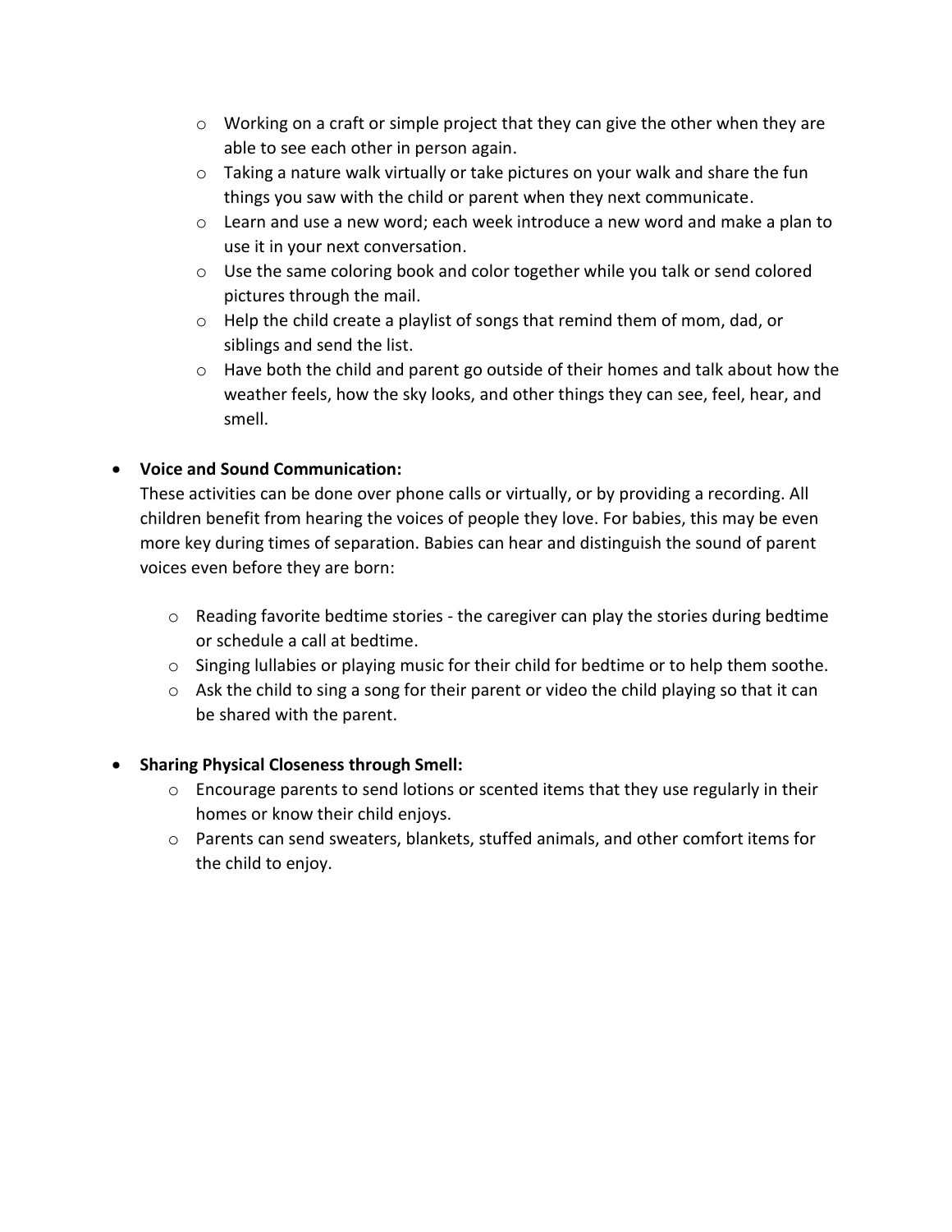- Working on a craft or simple project that they can give the other when they are able to see each other in person again.
  - Taking a nature walk virtually or take pictures on your walk and share the fun things you saw with the child or parent when they next communicate.
  - Learn and use a new word; each week introduce a new word and make a plan to use it in your next conversation.
  - Use the same coloring book and color together while you talk or send colored pictures through the mail.
  - Help the child create a playlist of songs that remind them of mom, dad, or siblings and send the list.
  - Have both the child and parent go outside of their homes and talk about how the weather feels, how the sky looks, and other things they can see, feel, hear, and smell.

- **Voice and Sound Communication:**
  These activities can be done over phone calls or virtually, or by providing a recording. All children benefit from hearing the voices of people they love. For babies, this may be even more key during times of separation. Babies can hear and distinguish the sound of parent voices even before they are born:
  - Reading favorite bedtime stories - the caregiver can play the stories during bedtime or schedule a call at bedtime.
  - Singing lullabies or playing music for their child for bedtime or to help them soothe.
  - Ask the child to sing a song for their parent or video the child playing so that it can be shared with the parent.

- **Sharing Physical Closeness through Smell:**
  - Encourage parents to send lotions or scented items that they use regularly in their homes or know their child enjoys.
  - Parents can send sweaters, blankets, stuffed animals, and other comfort items for the child to enjoy.